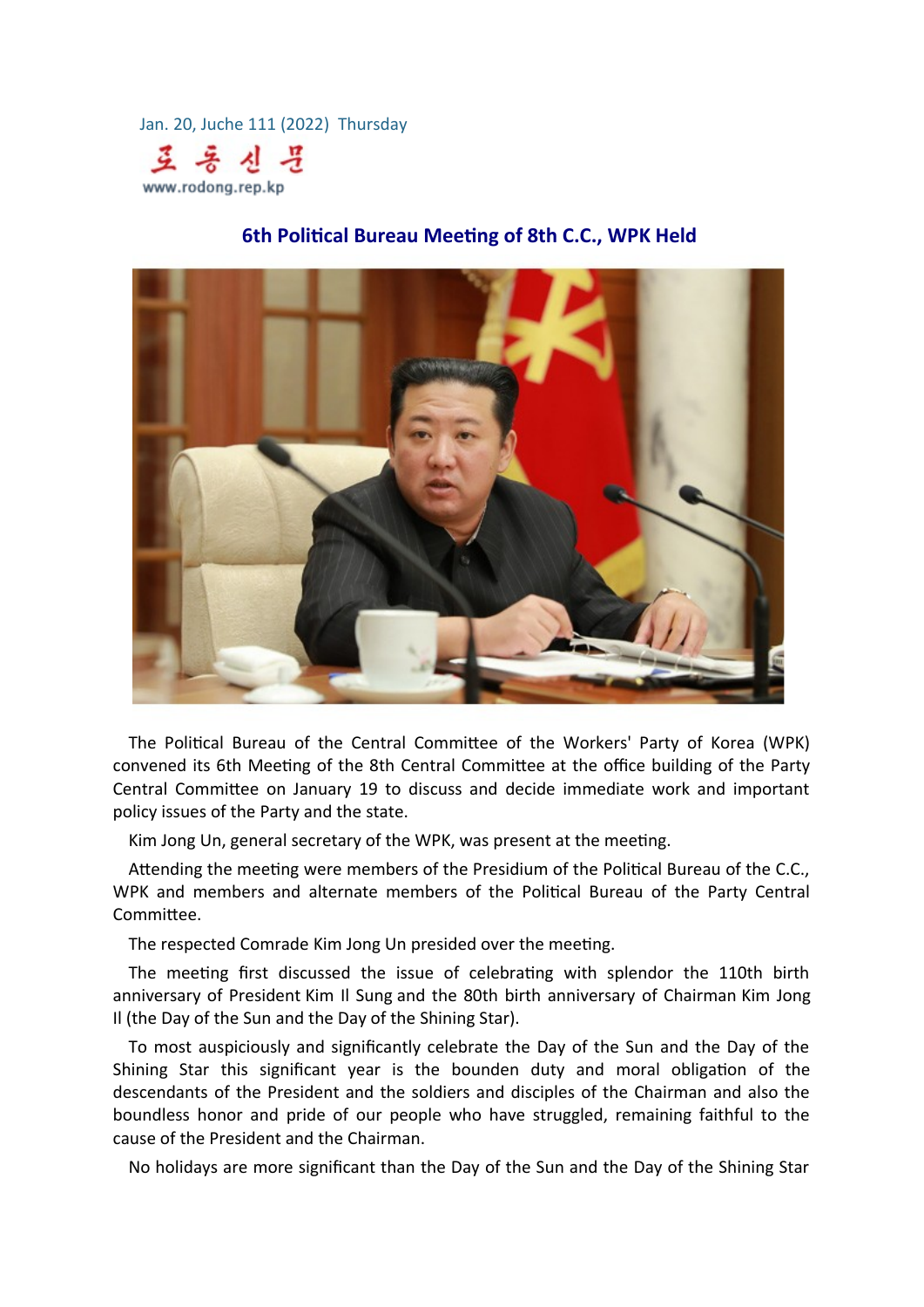Jan. 20, Juche 111 (2022) Thursday

로동신문

www.rodong.rep.kp

## 6th Political Bureau Meeting of 8th C.C., WPK Held

The Political Bureau of the Central Committee of the Workers' Party of Korea (WPK) convened its 6th Meeting of the 8th Central Committee at the office building of the Party Central Committee on January 19 to discuss and decide immediate work and important policy issues of the Party and the state.

Kim Jong Un, general secretary of the WPK, was present at the meeting.

Attending the meeting were members of the Presidium of the Political Bureau of the C.C., WPK and members and alternate members of the Political Bureau of the Party Central Committee.

The respected Comrade Kim Jong Un presided over the meeting.

The meeting first discussed the issue of celebrating with splendor the 110th birth anniversary of President Kim Il Sung and the 80th birth anniversary of Chairman Kim Jong Il (the Day of the Sun and the Day of the Shining Star).

To most auspiciously and significantly celebrate the Day of the Sun and the Day of the Shining Star this significant year is the bounden duty and moral obligation of the descendants of the President and the soldiers and disciples of the Chairman and also the boundless honor and pride of our people who have struggled, remaining faithful to the cause of the President and the Chairman.

No holidays are more significant than the Day of the Sun and the Day of the Shining Star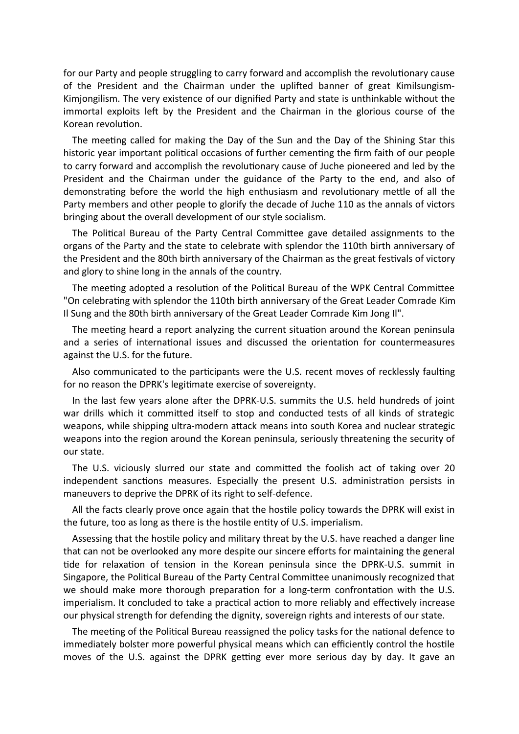for our Party and people struggling to carry forward and accomplish the revolutionary cause of the President and the Chairman under the uplifted banner of great Kimilsungism-Kimjongilism. The very existence of our dignified Party and state is unthinkable without the immortal exploits left by the President and the Chairman in the glorious course of the Korean revolution.

The meeting called for making the Day of the Sun and the Day of the Shining Star this historic year important political occasions of further cementing the firm faith of our people to carry forward and accomplish the revolutionary cause of Juche pioneered and led by the President and the Chairman under the guidance of the Party to the end, and also of demonstrating before the world the high enthusiasm and revolutionary mettle of all the Party members and other people to glorify the decade of Juche 110 as the annals of victors bringing about the overall development of our style socialism.

The Political Bureau of the Party Central Committee gave detailed assignments to the organs of the Party and the state to celebrate with splendor the 110th birth anniversary of the President and the 80th birth anniversary of the Chairman as the great festivals of victory and glory to shine long in the annals of the country.

The meeting adopted a resolution of the Political Bureau of the WPK Central Committee "On celebrating with splendor the 110th birth anniversary of the Great Leader Comrade Kim Il Sung and the 80th birth anniversary of the Great Leader Comrade Kim Jong Il".

The meeting heard a report analyzing the current situation around the Korean peninsula and a series of international issues and discussed the orientation for countermeasures against the U.S. for the future.

Also communicated to the participants were the U.S. recent moves of recklessly faulting for no reason the DPRK's legitimate exercise of sovereignty.

In the last few years alone after the DPRK-U.S. summits the U.S. held hundreds of joint war drills which it committed itself to stop and conducted tests of all kinds of strategic weapons, while shipping ultra-modern attack means into south Korea and nuclear strategic weapons into the region around the Korean peninsula, seriously threatening the security of our state.

The U.S. viciously slurred our state and committed the foolish act of taking over 20 independent sanctions measures. Especially the present U.S. administration persists in maneuvers to deprive the DPRK of its right to self-defence.

All the facts clearly prove once again that the hostile policy towards the DPRK will exist in the future, too as long as there is the hostile entity of U.S. imperialism.

Assessing that the hostile policy and military threat by the U.S. have reached a danger line that can not be overlooked any more despite our sincere efforts for maintaining the general tide for relaxation of tension in the Korean peninsula since the DPRK-U.S. summit in Singapore, the Political Bureau of the Party Central Committee unanimously recognized that we should make more thorough preparation for a long-term confrontation with the U.S. imperialism. It concluded to take a practical action to more reliably and effectively increase our physical strength for defending the dignity, sovereign rights and interests of our state.

The meeting of the Political Bureau reassigned the policy tasks for the national defence to immediately bolster more powerful physical means which can efficiently control the hostile moves of the U.S. against the DPRK getting ever more serious day by day. It gave an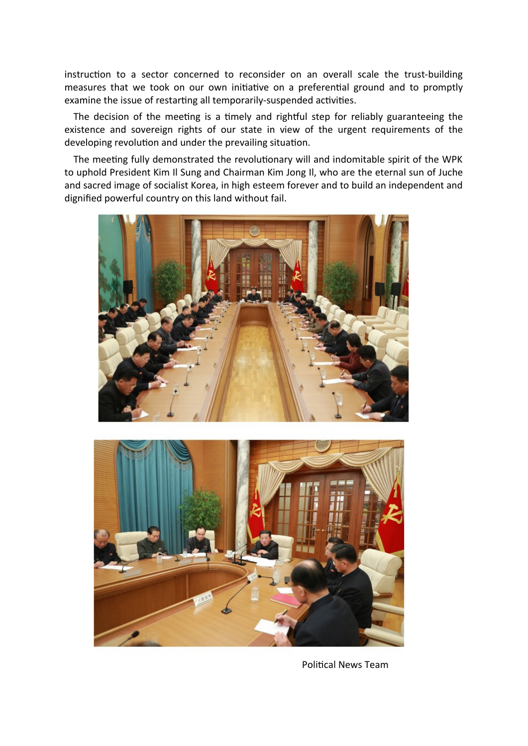instruction to a sector concerned to reconsider on an overall scale the trust-building measures that we took on our own initiative on a preferential ground and to promptly examine the issue of restarting all temporarily-suspended activities.

The decision of the meeting is a timely and rightful step for reliably guaranteeing the existence and sovereign rights of our state in view of the urgent requirements of the developing revolution and under the prevailing situation.

The meeting fully demonstrated the revolutionary will and indomitable spirit of the WPK to uphold President Kim Il Sung and Chairman Kim Jong Il, who are the eternal sun of Juche and sacred image of socialist Korea, in high esteem forever and to build an independent and dignified powerful country on this land without fail.

Political News Team